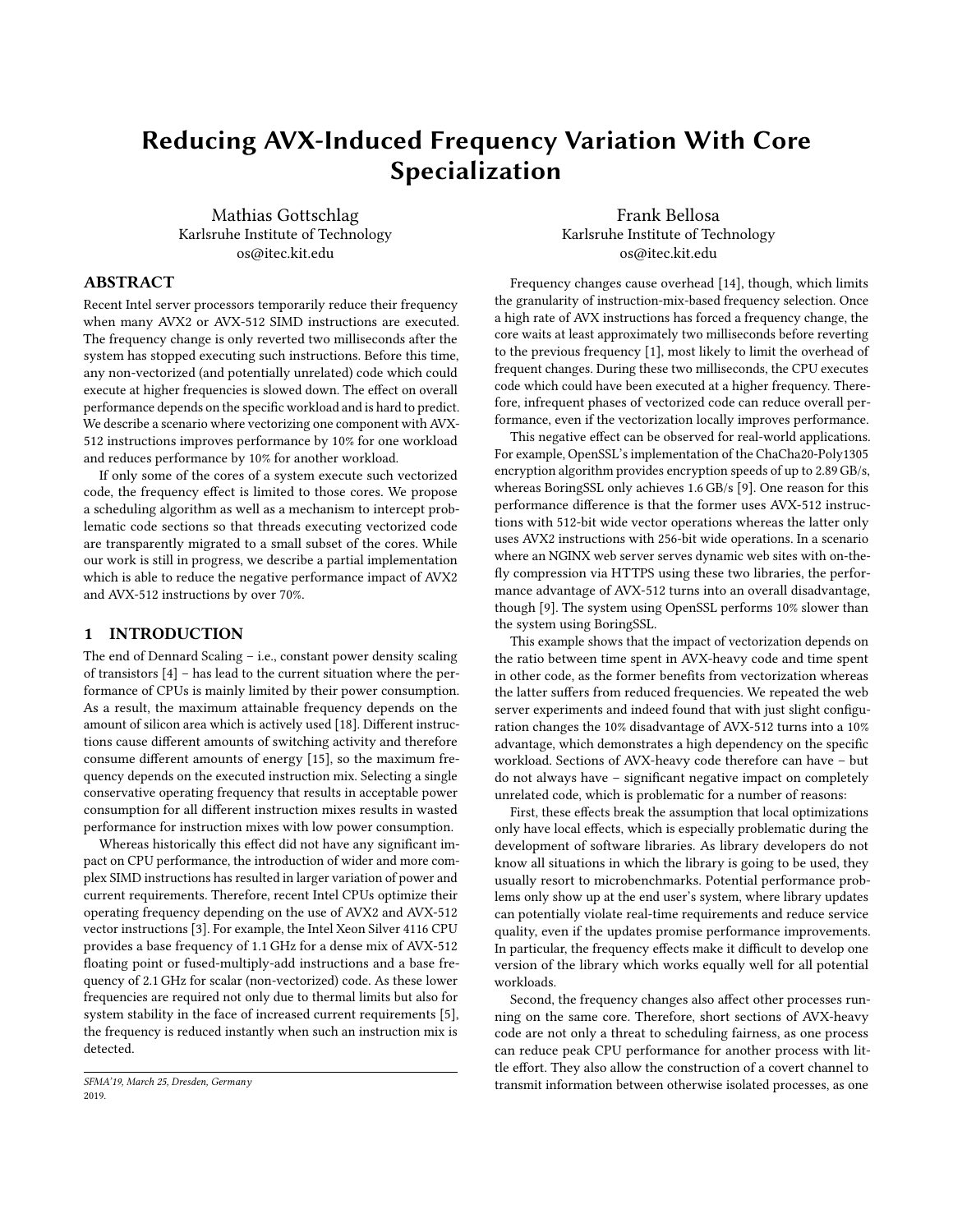# Reducing AVX-Induced Frequency Variation With Core Specialization

Mathias Gottschlag
Karlsruhe Institute of Technology
os@itec.kit.edu

Frank Bellosa
Karlsruhe Institute of Technology
os@itec.kit.edu

## ABSTRACT

Recent Intel server processors temporarily reduce their frequency when many AVX2 or AVX-512 SIMD instructions are executed. The frequency change is only reverted two milliseconds after the system has stopped executing such instructions. Before this time, any non-vectorized (and potentially unrelated) code which could execute at higher frequencies is slowed down. The effect on overall performance depends on the specific workload and is hard to predict. We describe a scenario where vectorizing one component with AVX-512 instructions improves performance by 10% for one workload and reduces performance by 10% for another workload.

If only some of the cores of a system execute such vectorized code, the frequency effect is limited to those cores. We propose a scheduling algorithm as well as a mechanism to intercept problematic code sections so that threads executing vectorized code are transparently migrated to a small subset of the cores. While our work is still in progress, we describe a partial implementation which is able to reduce the negative performance impact of AVX2 and AVX-512 instructions by over 70%.

## 1 INTRODUCTION

The end of Dennard Scaling – i.e., constant power density scaling of transistors [4] – has lead to the current situation where the performance of CPUs is mainly limited by their power consumption. As a result, the maximum attainable frequency depends on the amount of silicon area which is actively used [18]. Different instructions cause different amounts of switching activity and therefore consume different amounts of energy [15], so the maximum frequency depends on the executed instruction mix. Selecting a single conservative operating frequency that results in acceptable power consumption for all different instruction mixes results in wasted performance for instruction mixes with low power consumption.

Whereas historically this effect did not have any significant impact on CPU performance, the introduction of wider and more complex SIMD instructions has resulted in larger variation of power and current requirements. Therefore, recent Intel CPUs optimize their operating frequency depending on the use of AVX2 and AVX-512 vector instructions [3]. For example, the Intel Xeon Silver 4116 CPU provides a base frequency of 1.1 GHz for a dense mix of AVX-512 floating point or fused-multiply-add instructions and a base frequency of 2.1 GHz for scalar (non-vectorized) code. As these lower frequencies are required not only due to thermal limits but also for system stability in the face of increased current requirements [5], the frequency is reduced instantly when such an instruction mix is detected.

SFMA'19, March 25, Dresden, Germany
2019.

Frequency changes cause overhead [14], though, which limits the granularity of instruction-mix-based frequency selection. Once a high rate of AVX instructions has forced a frequency change, the core waits at least approximately two milliseconds before reverting to the previous frequency [1], most likely to limit the overhead of frequent changes. During these two milliseconds, the CPU executes code which could have been executed at a higher frequency. Therefore, infrequent phases of vectorized code can reduce overall performance, even if the vectorization locally improves performance.

This negative effect can be observed for real-world applications. For example, OpenSSL's implementation of the ChaCha20-Poly1305 encryption algorithm provides encryption speeds of up to 2.89 GB/s, whereas BoringSSL only achieves 1.6 GB/s [9]. One reason for this performance difference is that the former uses AVX-512 instructions with 512-bit wide vector operations whereas the latter only uses AVX2 instructions with 256-bit wide operations. In a scenario where an NGINX web server serves dynamic web sites with on-the-fly compression via HTTPS using these two libraries, the performance advantage of AVX-512 turns into an overall disadvantage, though [9]. The system using OpenSSL performs 10% slower than the system using BoringSSL.

This example shows that the impact of vectorization depends on the ratio between time spent in AVX-heavy code and time spent in other code, as the former benefits from vectorization whereas the latter suffers from reduced frequencies. We repeated the web server experiments and indeed found that with just slight configuration changes the 10% disadvantage of AVX-512 turns into a 10% advantage, which demonstrates a high dependency on the specific workload. Sections of AVX-heavy code therefore can have – but do not always have – significant negative impact on completely unrelated code, which is problematic for a number of reasons:

First, these effects break the assumption that local optimizations only have local effects, which is especially problematic during the development of software libraries. As library developers do not know all situations in which the library is going to be used, they usually resort to microbenchmarks. Potential performance problems only show up at the end user's system, where library updates can potentially violate real-time requirements and reduce service quality, even if the updates promise performance improvements. In particular, the frequency effects make it difficult to develop one version of the library which works equally well for all potential workloads.

Second, the frequency changes also affect other processes running on the same core. Therefore, short sections of AVX-heavy code are not only a threat to scheduling fairness, as one process can reduce peak CPU performance for another process with little effort. They also allow the construction of a covert channel to transmit information between otherwise isolated processes, as one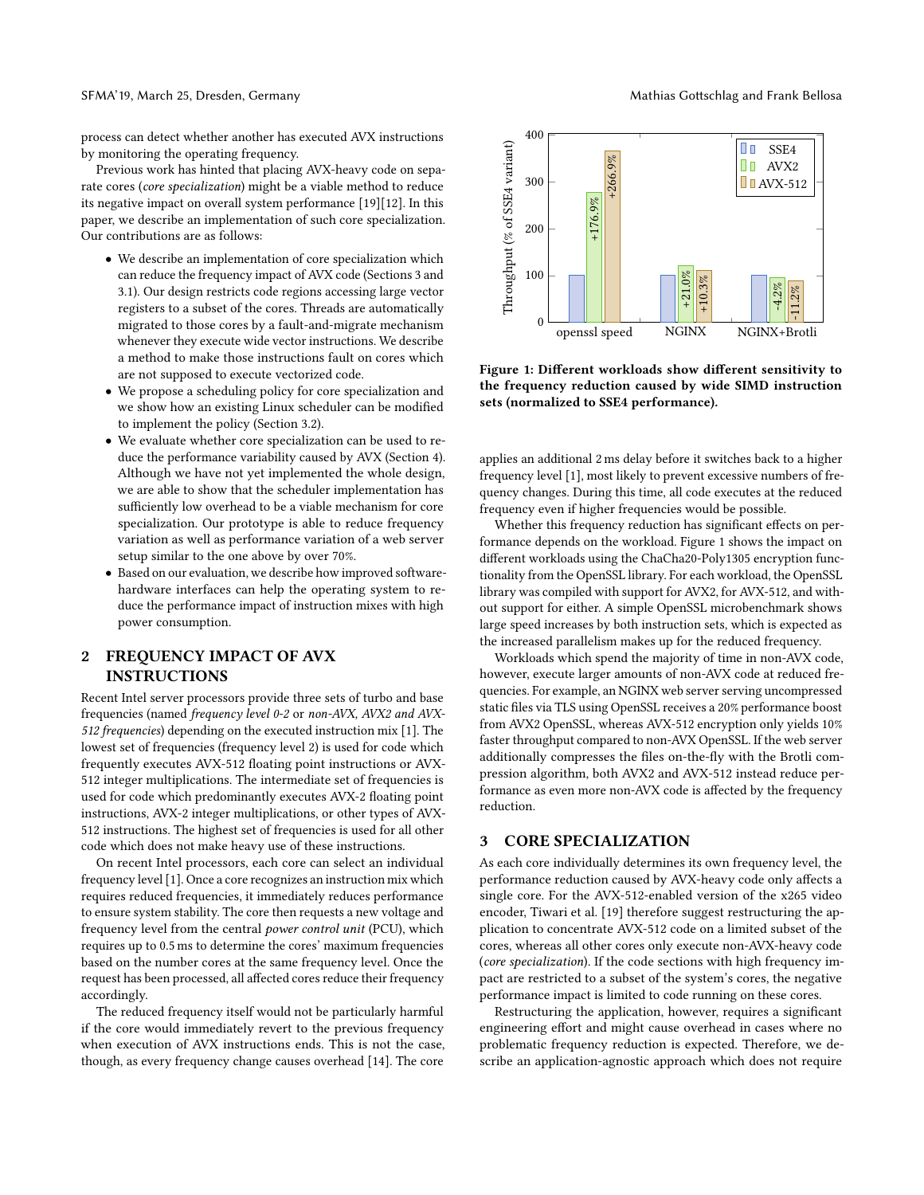process can detect whether another has executed AVX instructions by monitoring the operating frequency.

Previous work has hinted that placing AVX-heavy code on separate cores (*core specialization*) might be a viable method to reduce its negative impact on overall system performance [19][12]. In this paper, we describe an implementation of such core specialization. Our contributions are as follows:

- We describe an implementation of core specialization which can reduce the frequency impact of AVX code (Sections 3 and 3.1). Our design restricts code regions accessing large vector registers to a subset of the cores. Threads are automatically migrated to those cores by a fault-and-migrate mechanism whenever they execute wide vector instructions. We describe a method to make those instructions fault on cores which are not supposed to execute vectorized code.
- We propose a scheduling policy for core specialization and we show how an existing Linux scheduler can be modified to implement the policy (Section 3.2).
- We evaluate whether core specialization can be used to reduce the performance variability caused by AVX (Section 4). Although we have not yet implemented the whole design, we are able to show that the scheduler implementation has sufficiently low overhead to be a viable mechanism for core specialization. Our prototype is able to reduce frequency variation as well as performance variation of a web server setup similar to the one above by over 70%.
- Based on our evaluation, we describe how improved software-hardware interfaces can help the operating system to reduce the performance impact of instruction mixes with high power consumption.

## 2 FREQUENCY IMPACT OF AVX INSTRUCTIONS

Recent Intel server processors provide three sets of turbo and base frequencies (named *frequency level 0-2* or *non-AVX, AVX2 and AVX-512 frequencies*) depending on the executed instruction mix [1]. The lowest set of frequencies (frequency level 2) is used for code which frequently executes AVX-512 floating point instructions or AVX-512 integer multiplications. The intermediate set of frequencies is used for code which predominantly executes AVX-2 floating point instructions, AVX-2 integer multiplications, or other types of AVX-512 instructions. The highest set of frequencies is used for all other code which does not make heavy use of these instructions.

On recent Intel processors, each core can select an individual frequency level [1]. Once a core recognizes an instruction mix which requires reduced frequencies, it immediately reduces performance to ensure system stability. The core then requests a new voltage and frequency level from the central *power control unit* (PCU), which requires up to 0.5 ms to determine the cores' maximum frequencies based on the number cores at the same frequency level. Once the request has been processed, all affected cores reduce their frequency accordingly.

The reduced frequency itself would not be particularly harmful if the core would immediately revert to the previous frequency when execution of AVX instructions ends. This is not the case, though, as every frequency change causes overhead [14]. The core applies an additional 2 ms delay before it switches back to a higher frequency level [1], most likely to prevent excessive numbers of frequency changes. During this time, all code executes at the reduced frequency even if higher frequencies would be possible.

| | SSE4 | AVX2 | AVX-512 |
|---|---|---|---|
| openssl speed | 100 | +176.9% | +266.9% |
| NGINX | 100 | +21.0% | +10.3% |
| NGINX+Brotli | 100 | -4.2% | -11.2% |

**Figure 1: Different workloads show different sensitivity to the frequency reduction caused by wide SIMD instruction sets (normalized to SSE4 performance).**

Whether this frequency reduction has significant effects on performance depends on the workload. Figure 1 shows the impact on different workloads using the ChaCha20-Poly1305 encryption functionality from the OpenSSL library. For each workload, the OpenSSL library was compiled with support for AVX2, for AVX-512, and without support for either. A simple OpenSSL microbenchmark shows large speed increases by both instruction sets, which is expected as the increased parallelism makes up for the reduced frequency.

Workloads which spend the majority of time in non-AVX code, however, execute larger amounts of non-AVX code at reduced frequencies. For example, an NGINX web server serving uncompressed static files via TLS using OpenSSL receives a 20% performance boost from AVX2 OpenSSL, whereas AVX-512 encryption only yields 10% faster throughput compared to non-AVX OpenSSL. If the web server additionally compresses the files on-the-fly with the Brotli compression algorithm, both AVX2 and AVX-512 instead reduce performance as even more non-AVX code is affected by the frequency reduction.

## 3 CORE SPECIALIZATION

As each core individually determines its own frequency level, the performance reduction caused by AVX-heavy code only affects a single core. For the AVX-512-enabled version of the x265 video encoder, Tiwari et al. [19] therefore suggest restructuring the application to concentrate AVX-512 code on a limited subset of the cores, whereas all other cores only execute non-AVX-heavy code (*core specialization*). If the code sections with high frequency impact are restricted to a subset of the system's cores, the negative performance impact is limited to code running on these cores.

Restructuring the application, however, requires a significant engineering effort and might cause overhead in cases where no problematic frequency reduction is expected. Therefore, we describe an application-agnostic approach which does not require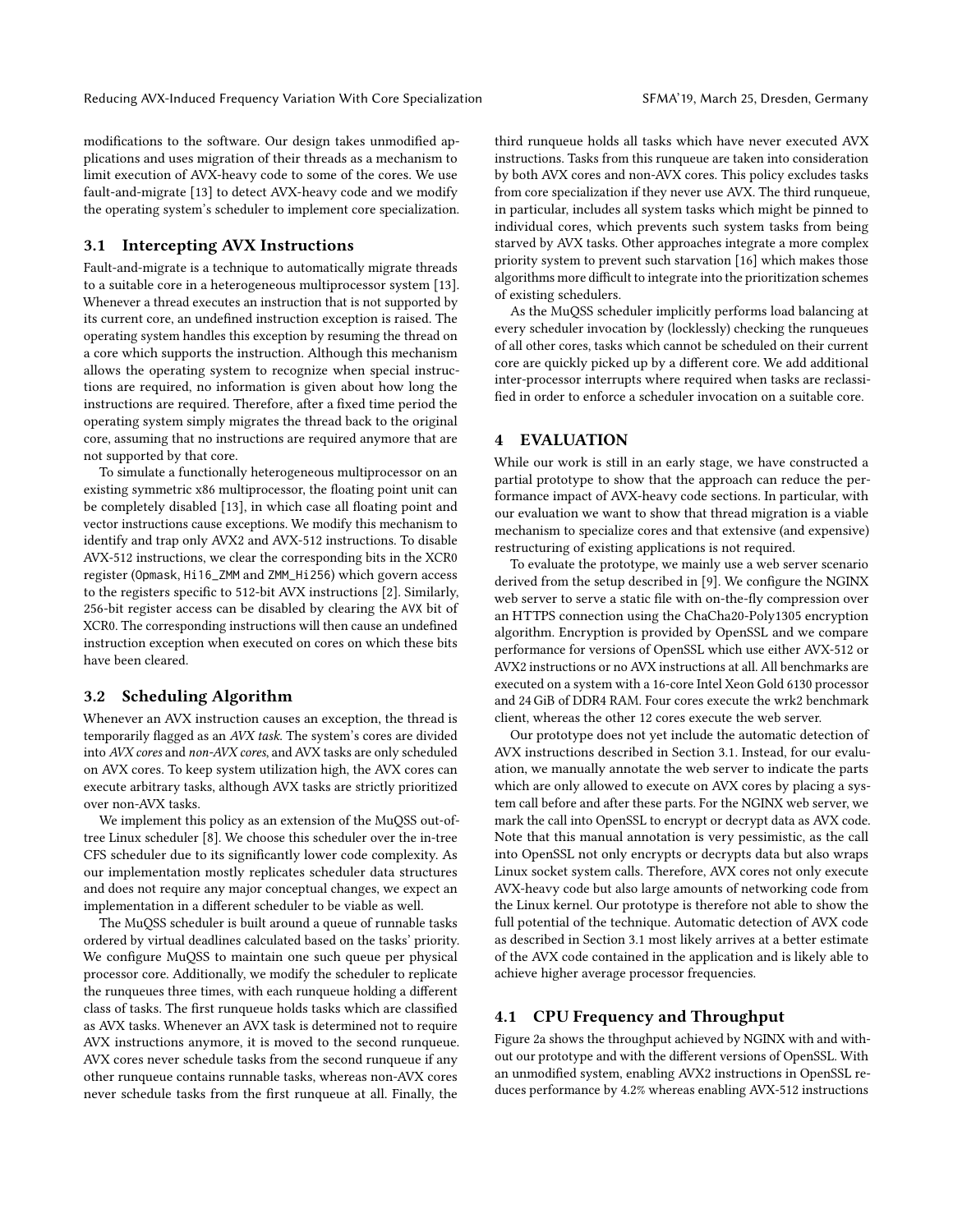modifications to the software. Our design takes unmodified applications and uses migration of their threads as a mechanism to limit execution of AVX-heavy code to some of the cores. We use fault-and-migrate [13] to detect AVX-heavy code and we modify the operating system's scheduler to implement core specialization.

## 3.1 Intercepting AVX Instructions

Fault-and-migrate is a technique to automatically migrate threads to a suitable core in a heterogeneous multiprocessor system [13]. Whenever a thread executes an instruction that is not supported by its current core, an undefined instruction exception is raised. The operating system handles this exception by resuming the thread on a core which supports the instruction. Although this mechanism allows the operating system to recognize when special instructions are required, no information is given about how long the instructions are required. Therefore, after a fixed time period the operating system simply migrates the thread back to the original core, assuming that no instructions are required anymore that are not supported by that core.

To simulate a functionally heterogeneous multiprocessor on an existing symmetric x86 multiprocessor, the floating point unit can be completely disabled [13], in which case all floating point and vector instructions cause exceptions. We modify this mechanism to identify and trap only AVX2 and AVX-512 instructions. To disable AVX-512 instructions, we clear the corresponding bits in the XCR0 register (`Opmask`, `Hi16_ZMM` and `ZMM_Hi256`) which govern access to the registers specific to 512-bit AVX instructions [2]. Similarly, 256-bit register access can be disabled by clearing the `AVX` bit of XCR0. The corresponding instructions will then cause an undefined instruction exception when executed on cores on which these bits have been cleared.

## 3.2 Scheduling Algorithm

Whenever an AVX instruction causes an exception, the thread is temporarily flagged as an *AVX task*. The system's cores are divided into *AVX cores* and *non-AVX cores*, and AVX tasks are only scheduled on AVX cores. To keep system utilization high, the AVX cores can execute arbitrary tasks, although AVX tasks are strictly prioritized over non-AVX tasks.

We implement this policy as an extension of the MuQSS out-of-tree Linux scheduler [8]. We choose this scheduler over the in-tree CFS scheduler due to its significantly lower code complexity. As our implementation mostly replicates scheduler data structures and does not require any major conceptual changes, we expect an implementation in a different scheduler to be viable as well.

The MuQSS scheduler is built around a queue of runnable tasks ordered by virtual deadlines calculated based on the tasks' priority. We configure MuQSS to maintain one such queue per physical processor core. Additionally, we modify the scheduler to replicate the runqueues three times, with each runqueue holding a different class of tasks. The first runqueue holds tasks which are classified as AVX tasks. Whenever an AVX task is determined not to require AVX instructions anymore, it is moved to the second runqueue. AVX cores never schedule tasks from the second runqueue if any other runqueue contains runnable tasks, whereas non-AVX cores never schedule tasks from the first runqueue at all. Finally, the third runqueue holds all tasks which have never executed AVX instructions. Tasks from this runqueue are taken into consideration by both AVX cores and non-AVX cores. This policy excludes tasks from core specialization if they never use AVX. The third runqueue, in particular, includes all system tasks which might be pinned to individual cores, which prevents such system tasks from being starved by AVX tasks. Other approaches integrate a more complex priority system to prevent such starvation [16] which makes those algorithms more difficult to integrate into the prioritization schemes of existing schedulers.

As the MuQSS scheduler implicitly performs load balancing at every scheduler invocation by (locklessly) checking the runqueues of all other cores, tasks which cannot be scheduled on their current core are quickly picked up by a different core. We add additional inter-processor interrupts where required when tasks are reclassified in order to enforce a scheduler invocation on a suitable core.

# 4 EVALUATION

While our work is still in an early stage, we have constructed a partial prototype to show that the approach can reduce the performance impact of AVX-heavy code sections. In particular, with our evaluation we want to show that thread migration is a viable mechanism to specialize cores and that extensive (and expensive) restructuring of existing applications is not required.

To evaluate the prototype, we mainly use a web server scenario derived from the setup described in [9]. We configure the NGINX web server to serve a static file with on-the-fly compression over an HTTPS connection using the ChaCha20-Poly1305 encryption algorithm. Encryption is provided by OpenSSL and we compare performance for versions of OpenSSL which use either AVX-512 or AVX2 instructions or no AVX instructions at all. All benchmarks are executed on a system with a 16-core Intel Xeon Gold 6130 processor and 24 GiB of DDR4 RAM. Four cores execute the wrk2 benchmark client, whereas the other 12 cores execute the web server.

Our prototype does not yet include the automatic detection of AVX instructions described in Section 3.1. Instead, for our evaluation, we manually annotate the web server to indicate the parts which are only allowed to execute on AVX cores by placing a system call before and after these parts. For the NGINX web server, we mark the call into OpenSSL to encrypt or decrypt data as AVX code. Note that this manual annotation is very pessimistic, as the call into OpenSSL not only encrypts or decrypts data but also wraps Linux socket system calls. Therefore, AVX cores not only execute AVX-heavy code but also large amounts of networking code from the Linux kernel. Our prototype is therefore not able to show the full potential of the technique. Automatic detection of AVX code as described in Section 3.1 most likely arrives at a better estimate of the AVX code contained in the application and is likely able to achieve higher average processor frequencies.

## 4.1 CPU Frequency and Throughput

Figure 2a shows the throughput achieved by NGINX with and without our prototype and with the different versions of OpenSSL. With an unmodified system, enabling AVX2 instructions in OpenSSL reduces performance by 4.2% whereas enabling AVX-512 instructions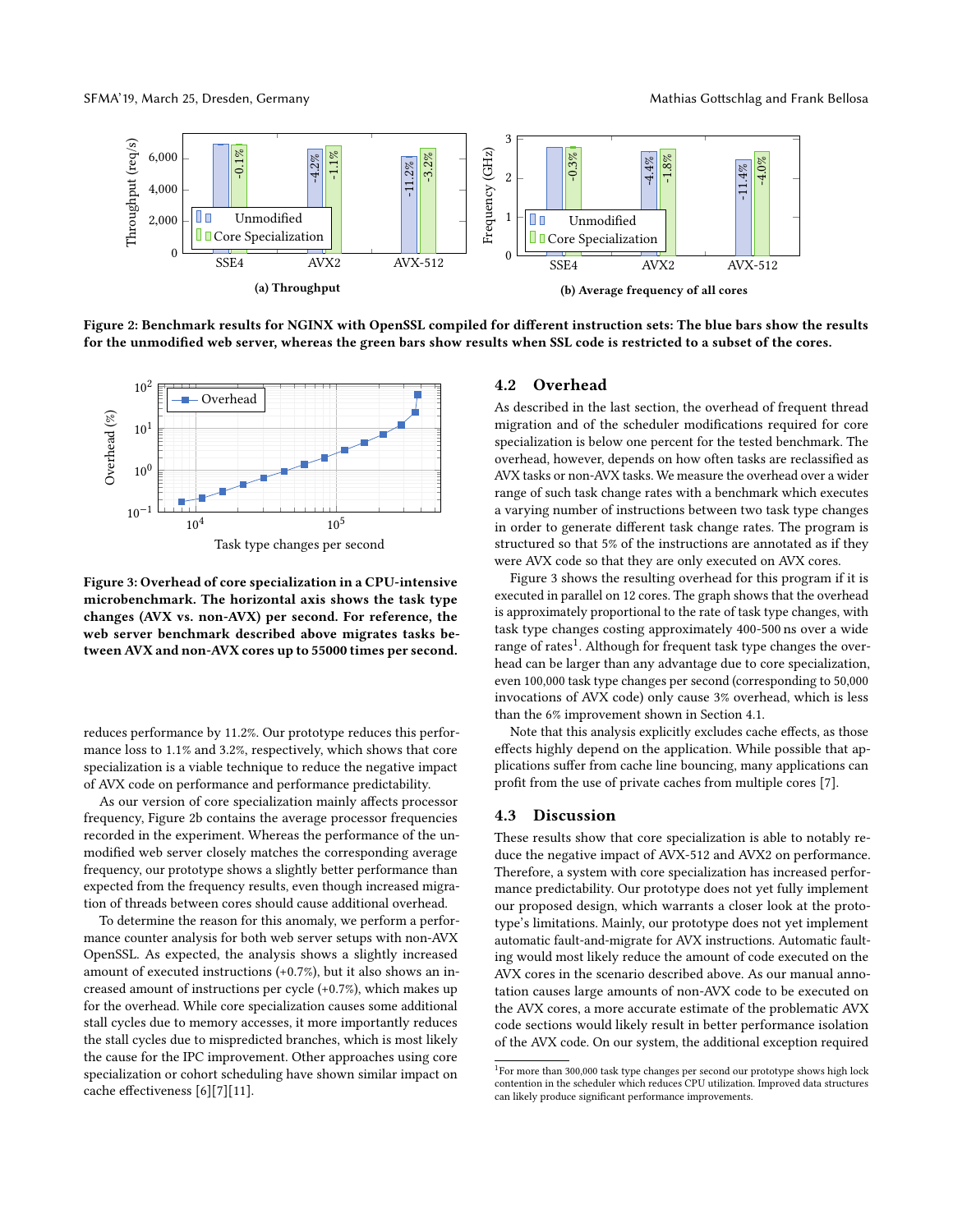**(a) Throughput**

**(b) Average frequency of all cores**

**Figure 2: Benchmark results for NGINX with OpenSSL compiled for different instruction sets: The blue bars show the results for the unmodified web server, whereas the green bars show results when SSL code is restricted to a subset of the cores.**

**Figure 3: Overhead of core specialization in a CPU-intensive microbenchmark. The horizontal axis shows the task type changes (AVX vs. non-AVX) per second. For reference, the web server benchmark described above migrates tasks between AVX and non-AVX cores up to 55000 times per second.**

reduces performance by 11.2%. Our prototype reduces this performance loss to 1.1% and 3.2%, respectively, which shows that core specialization is a viable technique to reduce the negative impact of AVX code on performance and performance predictability.

As our version of core specialization mainly affects processor frequency, Figure 2b contains the average processor frequencies recorded in the experiment. Whereas the performance of the unmodified web server closely matches the corresponding average frequency, our prototype shows a slightly better performance than expected from the frequency results, even though increased migration of threads between cores should cause additional overhead.

To determine the reason for this anomaly, we perform a performance counter analysis for both web server setups with non-AVX OpenSSL. As expected, the analysis shows a slightly increased amount of executed instructions (+0.7%), but it also shows an increased amount of instructions per cycle (+0.7%), which makes up for the overhead. While core specialization causes some additional stall cycles due to memory accesses, it more importantly reduces the stall cycles due to mispredicted branches, which is most likely the cause for the IPC improvement. Other approaches using core specialization or cohort scheduling have shown similar impact on cache effectiveness [6][7][11].

## 4.2 Overhead

As described in the last section, the overhead of frequent thread migration and of the scheduler modifications required for core specialization is below one percent for the tested benchmark. The overhead, however, depends on how often tasks are reclassified as AVX tasks or non-AVX tasks. We measure the overhead over a wider range of such task change rates with a benchmark which executes a varying number of instructions between two task type changes in order to generate different task change rates. The program is structured so that 5% of the instructions are annotated as if they were AVX code so that they are only executed on AVX cores.

Figure 3 shows the resulting overhead for this program if it is executed in parallel on 12 cores. The graph shows that the overhead is approximately proportional to the rate of task type changes, with task type changes costing approximately 400-500 ns over a wide range of rates[1]. Although for frequent task type changes the overhead can be larger than any advantage due to core specialization, even 100,000 task type changes per second (corresponding to 50,000 invocations of AVX code) only cause 3% overhead, which is less than the 6% improvement shown in Section 4.1.

Note that this analysis explicitly excludes cache effects, as those effects highly depend on the application. While possible that applications suffer from cache line bouncing, many applications can profit from the use of private caches from multiple cores [7].

## 4.3 Discussion

These results show that core specialization is able to notably reduce the negative impact of AVX-512 and AVX2 on performance. Therefore, a system with core specialization has increased performance predictability. Our prototype does not yet fully implement our proposed design, which warrants a closer look at the prototype's limitations. Mainly, our prototype does not yet implement automatic fault-and-migrate for AVX instructions. Automatic faulting would most likely reduce the amount of code executed on the AVX cores in the scenario described above. As our manual annotation causes large amounts of non-AVX code to be executed on the AVX cores, a more accurate estimate of the problematic AVX code sections would likely result in better performance isolation of the AVX code. On our system, the additional exception required

[1] For more than 300,000 task type changes per second our prototype shows high lock contention in the scheduler which reduces CPU utilization. Improved data structures can likely produce significant performance improvements.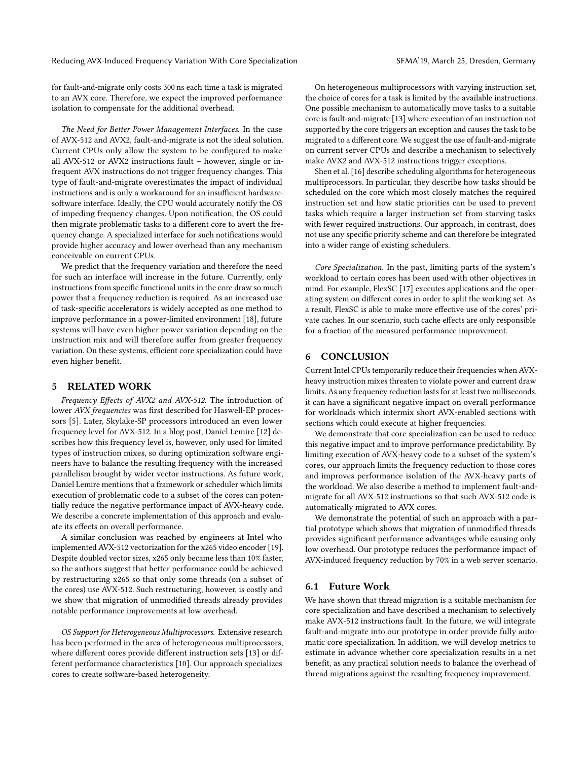for fault-and-migrate only costs 300 ns each time a task is migrated to an AVX core. Therefore, we expect the improved performance isolation to compensate for the additional overhead.

*The Need for Better Power Management Interfaces.* In the case of AVX-512 and AVX2, fault-and-migrate is not the ideal solution. Current CPUs only allow the system to be configured to make all AVX-512 or AVX2 instructions fault – however, single or infrequent AVX instructions do not trigger frequency changes. This type of fault-and-migrate overestimates the impact of individual instructions and is only a workaround for an insufficient hardware-software interface. Ideally, the CPU would accurately notify the OS of impeding frequency changes. Upon notification, the OS could then migrate problematic tasks to a different core to avert the frequency change. A specialized interface for such notifications would provide higher accuracy and lower overhead than any mechanism conceivable on current CPUs.

We predict that the frequency variation and therefore the need for such an interface will increase in the future. Currently, only instructions from specific functional units in the core draw so much power that a frequency reduction is required. As an increased use of task-specific accelerators is widely accepted as one method to improve performance in a power-limited environment [18], future systems will have even higher power variation depending on the instruction mix and will therefore suffer from greater frequency variation. On these systems, efficient core specialization could have even higher benefit.

## 5 RELATED WORK

*Frequency Effects of AVX2 and AVX-512.* The introduction of lower *AVX frequencies* was first described for Haswell-EP processors [5]. Later, Skylake-SP processors introduced an even lower frequency level for AVX-512. In a blog post, Daniel Lemire [12] describes how this frequency level is, however, only used for limited types of instruction mixes, so during optimization software engineers have to balance the resulting frequency with the increased parallelism brought by wider vector instructions. As future work, Daniel Lemire mentions that a framework or scheduler which limits execution of problematic code to a subset of the cores can potentially reduce the negative performance impact of AVX-heavy code. We describe a concrete implementation of this approach and evaluate its effects on overall performance.

A similar conclusion was reached by engineers at Intel who implemented AVX-512 vectorization for the x265 video encoder [19]. Despite doubled vector sizes, x265 only became less than 10% faster, so the authors suggest that better performance could be achieved by restructuring x265 so that only some threads (on a subset of the cores) use AVX-512. Such restructuring, however, is costly and we show that migration of unmodified threads already provides notable performance improvements at low overhead.

*OS Support for Heterogeneous Multiprocessors.* Extensive research has been performed in the area of heterogeneous multiprocessors, where different cores provide different instruction sets [13] or different performance characteristics [10]. Our approach specializes cores to create software-based heterogeneity.

On heterogeneous multiprocessors with varying instruction set, the choice of cores for a task is limited by the available instructions. One possible mechanism to automatically move tasks to a suitable core is fault-and-migrate [13] where execution of an instruction not supported by the core triggers an exception and causes the task to be migrated to a different core. We suggest the use of fault-and-migrate on current server CPUs and describe a mechanism to selectively make AVX2 and AVX-512 instructions trigger exceptions.

Shen et al. [16] describe scheduling algorithms for heterogeneous multiprocessors. In particular, they describe how tasks should be scheduled on the core which most closely matches the required instruction set and how static priorities can be used to prevent tasks which require a larger instruction set from starving tasks with fewer required instructions. Our approach, in contrast, does not use any specific priority scheme and can therefore be integrated into a wider range of existing schedulers.

*Core Specialization.* In the past, limiting parts of the system's workload to certain cores has been used with other objectives in mind. For example, FlexSC [17] executes applications and the operating system on different cores in order to split the working set. As a result, FlexSC is able to make more effective use of the cores' private caches. In our scenario, such cache effects are only responsible for a fraction of the measured performance improvement.

## 6 CONCLUSION

Current Intel CPUs temporarily reduce their frequencies when AVX-heavy instruction mixes threaten to violate power and current draw limits. As any frequency reduction lasts for at least two milliseconds, it can have a significant negative impact on overall performance for workloads which intermix short AVX-enabled sections with sections which could execute at higher frequencies.

We demonstrate that core specialization can be used to reduce this negative impact and to improve performance predictability. By limiting execution of AVX-heavy code to a subset of the system's cores, our approach limits the frequency reduction to those cores and improves performance isolation of the AVX-heavy parts of the workload. We also describe a method to implement fault-and-migrate for all AVX-512 instructions so that such AVX-512 code is automatically migrated to AVX cores.

We demonstrate the potential of such an approach with a partial prototype which shows that migration of unmodified threads provides significant performance advantages while causing only low overhead. Our prototype reduces the performance impact of AVX-induced frequency reduction by 70% in a web server scenario.

### 6.1 Future Work

We have shown that thread migration is a suitable mechanism for core specialization and have described a mechanism to selectively make AVX-512 instructions fault. In the future, we will integrate fault-and-migrate into our prototype in order provide fully automatic core specialization. In addition, we will develop metrics to estimate in advance whether core specialization results in a net benefit, as any practical solution needs to balance the overhead of thread migrations against the resulting frequency improvement.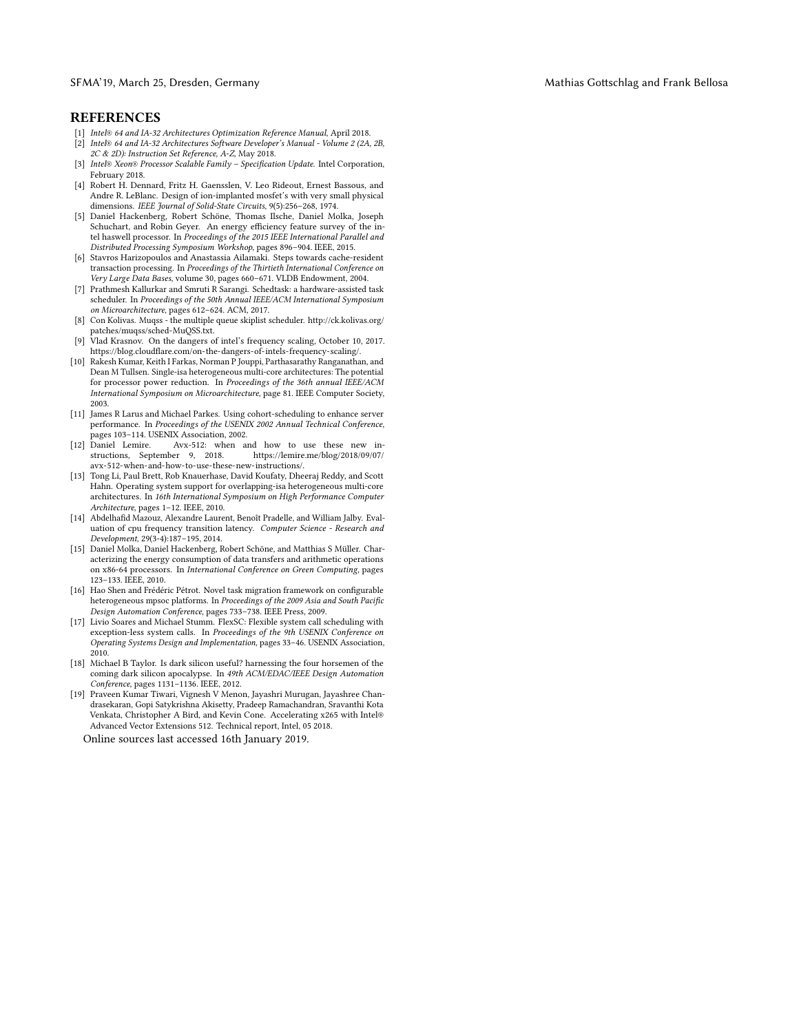## REFERENCES

[1] *Intel® 64 and IA-32 Architectures Optimization Reference Manual*, April 2018.

[2] *Intel® 64 and IA-32 Architectures Software Developer's Manual - Volume 2 (2A, 2B, 2C & 2D): Instruction Set Reference, A-Z*, May 2018.

[3] *Intel® Xeon® Processor Scalable Family – Specification Update*. Intel Corporation, February 2018.

[4] Robert H. Dennard, Fritz H. Gaensslen, V. Leo Rideout, Ernest Bassous, and Andre R. LeBlanc. Design of ion-implanted mosfet's with very small physical dimensions. *IEEE Journal of Solid-State Circuits*, 9(5):256–268, 1974.

[5] Daniel Hackenberg, Robert Schöne, Thomas Ilsche, Daniel Molka, Joseph Schuchart, and Robin Geyer. An energy efficiency feature survey of the intel haswell processor. In *Proceedings of the 2015 IEEE International Parallel and Distributed Processing Symposium Workshop*, pages 896–904. IEEE, 2015.

[6] Stavros Harizopoulos and Anastassia Ailamaki. Steps towards cache-resident transaction processing. In *Proceedings of the Thirtieth International Conference on Very Large Data Bases*, volume 30, pages 660–671. VLDB Endowment, 2004.

[7] Prathmesh Kallurkar and Smruti R Sarangi. Schedtask: a hardware-assisted task scheduler. In *Proceedings of the 50th Annual IEEE/ACM International Symposium on Microarchitecture*, pages 612–624. ACM, 2017.

[8] Con Kolivas. Muqss - the multiple queue skiplist scheduler. http://ck.kolivas.org/patches/muqss/sched-MuQSS.txt.

[9] Vlad Krasnov. On the dangers of intel's frequency scaling, October 10, 2017. https://blog.cloudflare.com/on-the-dangers-of-intels-frequency-scaling/.

[10] Rakesh Kumar, Keith I Farkas, Norman P Jouppi, Parthasarathy Ranganathan, and Dean M Tullsen. Single-isa heterogeneous multi-core architectures: The potential for processor power reduction. In *Proceedings of the 36th annual IEEE/ACM International Symposium on Microarchitecture*, page 81. IEEE Computer Society, 2003.

[11] James R Larus and Michael Parkes. Using cohort-scheduling to enhance server performance. In *Proceedings of the USENIX 2002 Annual Technical Conference*, pages 103–114. USENIX Association, 2002.

[12] Daniel Lemire. Avx-512: when and how to use these new instructions, September 9, 2018. https://lemire.me/blog/2018/09/07/avx-512-when-and-how-to-use-these-new-instructions/.

[13] Tong Li, Paul Brett, Rob Knauerhase, David Koufaty, Dheeraj Reddy, and Scott Hahn. Operating system support for overlapping-isa heterogeneous multi-core architectures. In *16th International Symposium on High Performance Computer Architecture*, pages 1–12. IEEE, 2010.

[14] Abdelhafid Mazouz, Alexandre Laurent, Benoît Pradelle, and William Jalby. Evaluation of cpu frequency transition latency. *Computer Science - Research and Development*, 29(3-4):187–195, 2014.

[15] Daniel Molka, Daniel Hackenberg, Robert Schöne, and Matthias S Müller. Characterizing the energy consumption of data transfers and arithmetic operations on x86-64 processors. In *International Conference on Green Computing*, pages 123–133. IEEE, 2010.

[16] Hao Shen and Frédéric Pétrot. Novel task migration framework on configurable heterogeneous mpsoc platforms. In *Proceedings of the 2009 Asia and South Pacific Design Automation Conference*, pages 733–738. IEEE Press, 2009.

[17] Livio Soares and Michael Stumm. FlexSC: Flexible system call scheduling with exception-less system calls. In *Proceedings of the 9th USENIX Conference on Operating Systems Design and Implementation*, pages 33–46. USENIX Association, 2010.

[18] Michael B Taylor. Is dark silicon useful? harnessing the four horsemen of the coming dark silicon apocalypse. In *49th ACM/EDAC/IEEE Design Automation Conference*, pages 1131–1136. IEEE, 2012.

[19] Praveen Kumar Tiwari, Vignesh V Menon, Jayashri Murugan, Jayashree Chandrasekaran, Gopi Satykrishna Akisetty, Pradeep Ramachandran, Sravanthi Kota Venkata, Christopher A Bird, and Kevin Cone. Accelerating x265 with Intel® Advanced Vector Extensions 512. Technical report, Intel, 05 2018.

Online sources last accessed 16th January 2019.